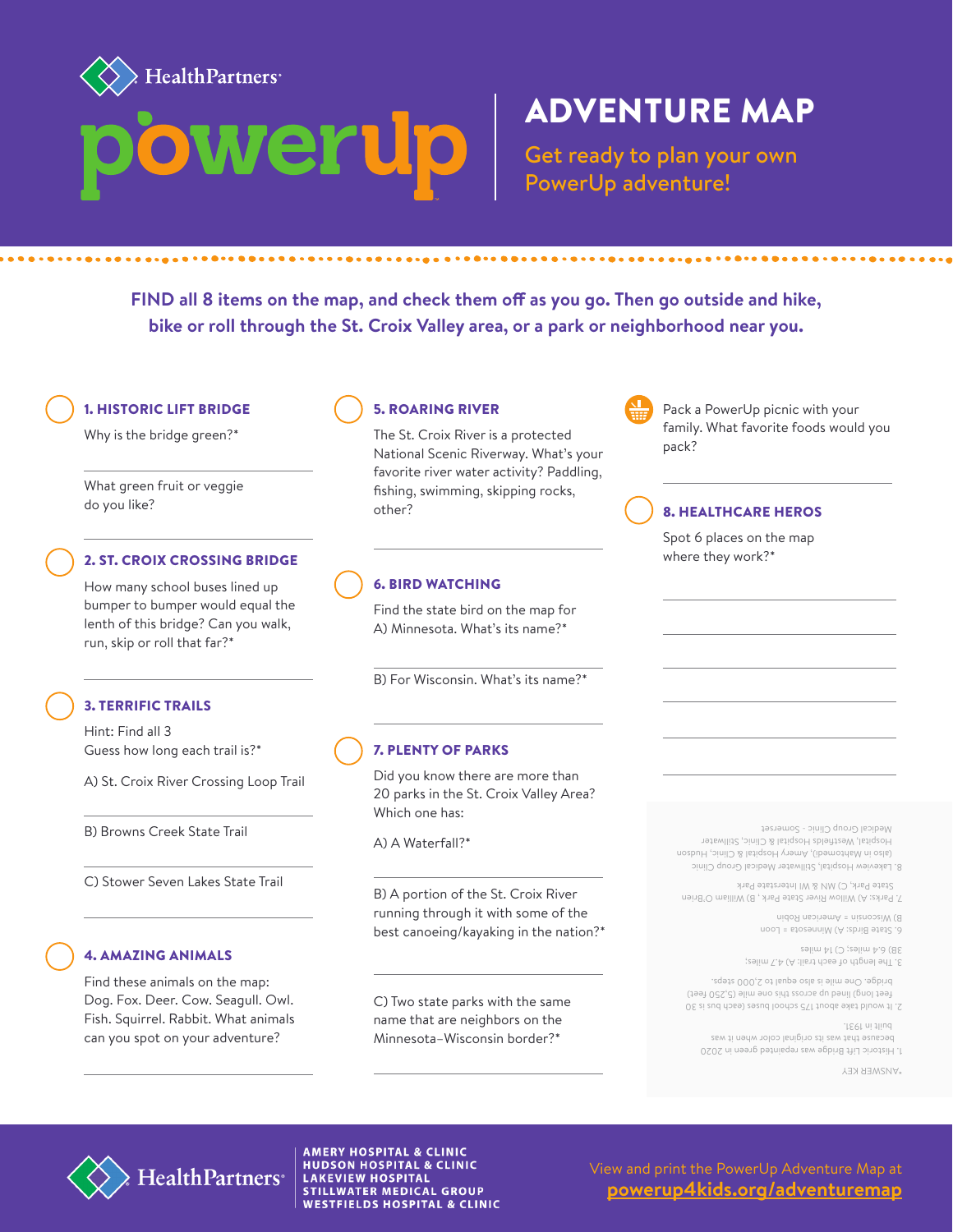HealthPartners

# powerup

## ADVENTURE MAP

Get ready to plan your own PowerUp adventure!

**FIND all 8 items on the map, and check them off as you go. Then go outside and hike, bike or roll through the St. Croix Valley area, or a park or neighborhood near you.**

### 1. HISTORIC LIFT BRIDGE

Why is the bridge green?*

What green fruit or veggie do you like?

### 2. ST. CROIX CROSSING BRIDGE

How many school buses lined up bumper to bumper would equal the lenth of this bridge? Can you walk, run, skip or roll that far?*

### 3. TERRIFIC TRAILS

Hint: Find all 3
Guess how long each trail is?*

A) St. Croix River Crossing Loop Trail

B) Browns Creek State Trail

C) Stower Seven Lakes State Trail

### 4. AMAZING ANIMALS

Find these animals on the map: Dog. Fox. Deer. Cow. Seagull. Owl. Fish. Squirrel. Rabbit. What animals can you spot on your adventure?

### 5. ROARING RIVER

The St. Croix River is a protected National Scenic Riverway. What's your favorite river water activity? Paddling, fishing, swimming, skipping rocks, other?

### 6. BIRD WATCHING

Find the state bird on the map for A) Minnesota. What's its name?*

B) For Wisconsin. What's its name?*

### 7. PLENTY OF PARKS

Did you know there are more than 20 parks in the St. Croix Valley Area? Which one has:

A) A Waterfall?*

B) A portion of the St. Croix River running through it with some of the best canoeing/kayaking in the nation?*

C) Two state parks with the same name that are neighbors on the Minnesota–Wisconsin border?*

Pack a PowerUp picnic with your family. What favorite foods would you pack?

### 8. HEALTHCARE HEROS

Spot 6 places on the map where they work?*

*ANSWER KEY

1. Historic Lift Bridge was repainted green in 2020 because that was its original color when it was built in 1931.
2. It would take about 175 school buses (each bus is 30 feet long) lined up across this one mile (5,250 feet) bridge. One mile is also equal to 2,000 steps.
3. The length of each trail: A) 4.7 miles; 3B) 6.4 miles; C) 14 miles
6. State Birds: A) Minnesota = Loon B) Wisconsin = American Robin
7. Parks: A) Willow River State Park , B) William O'Brien State Park, C) MN & WI Interstate Park
8. Lakeview Hospital, Stillwater Medical Group Clinic (also in Mahtomedi), Amery Hospital & Clinic, Hudson Hospital, Westfields Hospital & Clinic, Stillwater Medical Group Clinic - Somerset

HealthPartners

AMERY HOSPITAL & CLINIC
HUDSON HOSPITAL & CLINIC
LAKEVIEW HOSPITAL
STILLWATER MEDICAL GROUP
WESTFIELDS HOSPITAL & CLINIC

View and print the PowerUp Adventure Map at **powerup4kids.org/adventuremap**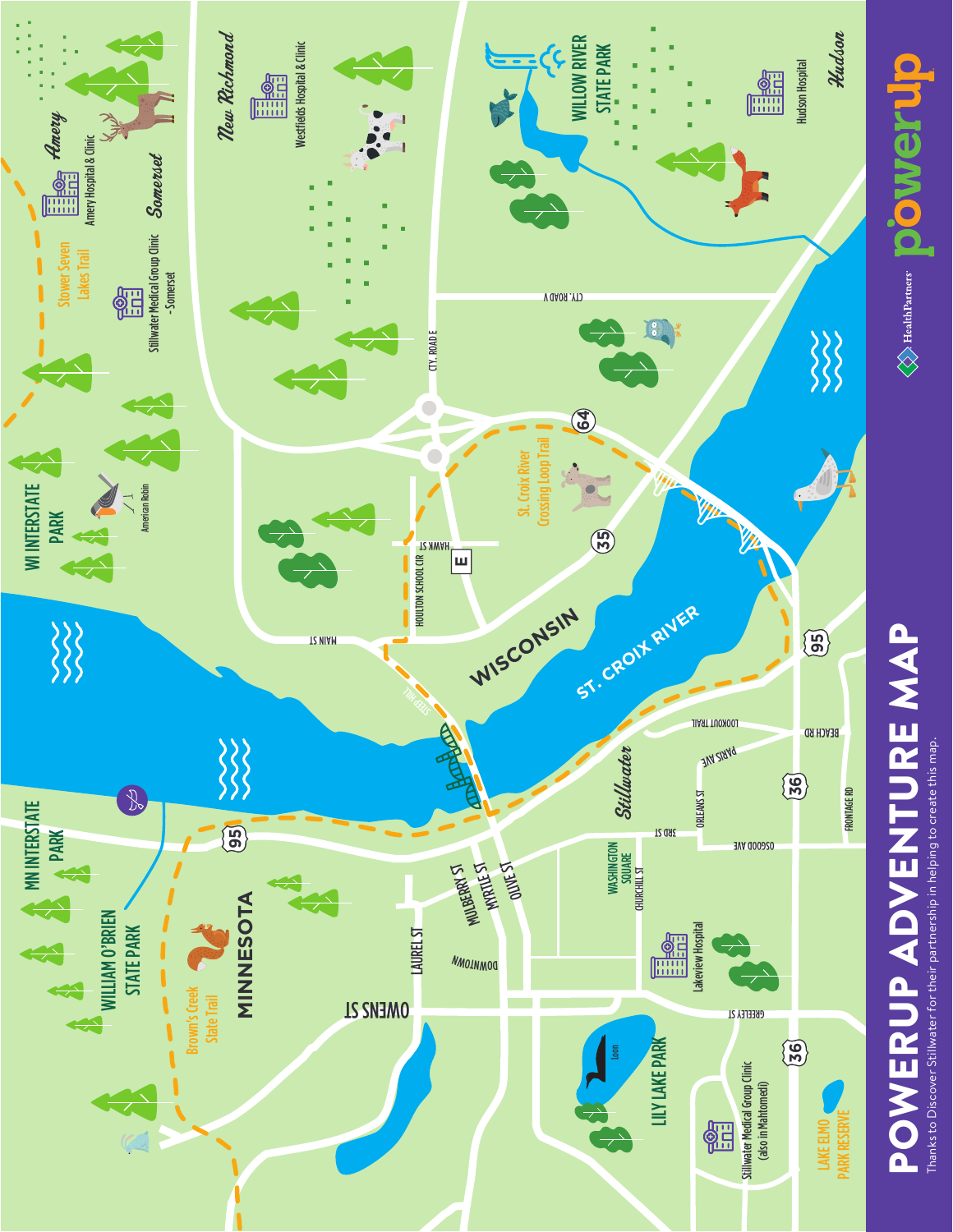# POWERUP ADVENTURE MAP

Thanks to Discover Stillwater for their partnership in helping to create this map.

HealthPartners® powerup

Amery
Amery Hospital & Clinic
Stower Seven Lakes Trail
Somerset
Stillwater Medical Group Clinic - Somerset
New Richmond
Westfields Hospital & Clinic
WILLOW RIVER STATE PARK
Hudson Hospital
Hudson
WI INTERSTATE PARK
American Robin
CTY. ROAD A
CTY. ROAD E
64
St. Croix River Crossing Loop Trail
HAWK ST
E
HOULTON SCHOOL CIR
35
MAIN ST
WISCONSIN
ST. CROIX RIVER
95
STEEPHILL
LOOKOUT TRAIL
BEACH RD
PARIS AVE
Stillwater
ORLEANS ST
36
3RD ST
OSGOOD AVE
FRONTAGE RD
MN INTERSTATE PARK
WILLIAM O'BRIEN STATE PARK
95
Brown's Creek State Trail
MINNESOTA
LAUREL ST
MULBERRY ST
MYRTLE ST
OLIVE ST
WASHINGTON SQUARE
CHURCHILL ST
DOWNTOWN
Lakeview Hospital
OWENS ST
GREELEY ST
Loon
LILY LAKE PARK
36
Stillwater Medical Group Clinic (also in Mahtomedi)
LAKE ELMO PARK RESERVE